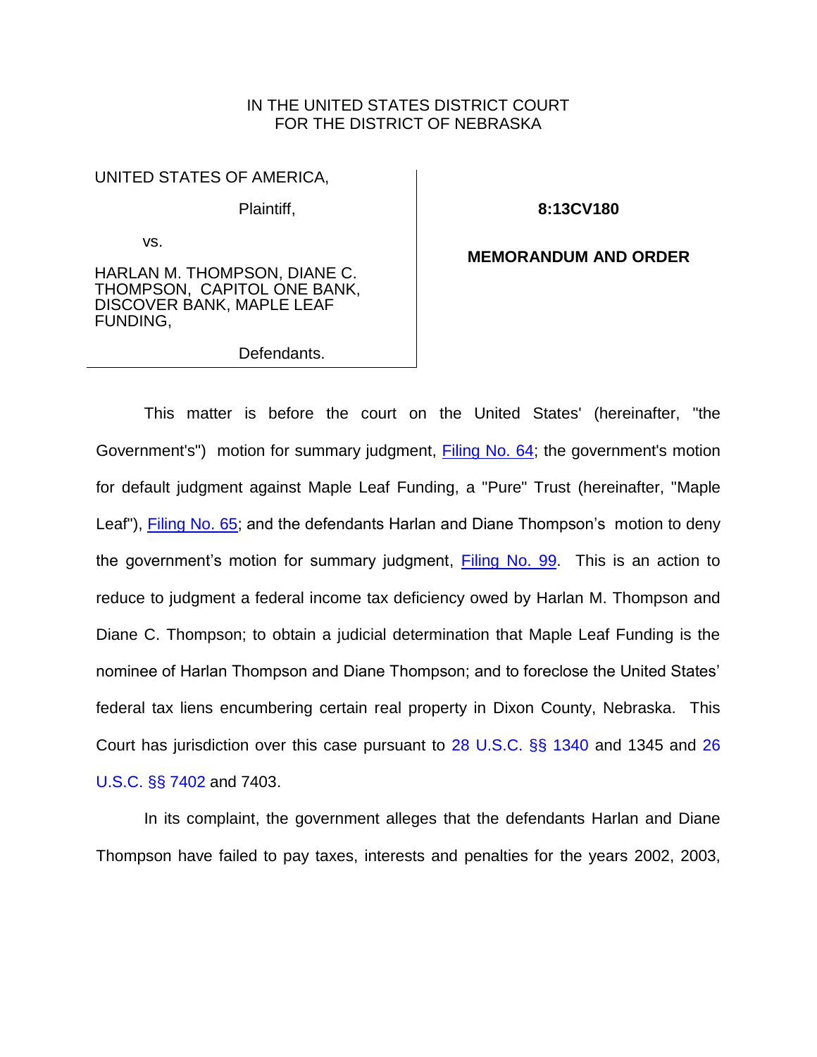IN THE UNITED STATES DISTRICT COURT
FOR THE DISTRICT OF NEBRASKA

| | |
|---|---|
| UNITED STATES OF AMERICA,<br><br>Plaintiff,<br><br>vs.<br><br>HARLAN M. THOMPSON, DIANE C. THOMPSON, CAPITOL ONE BANK, DISCOVER BANK, MAPLE LEAF FUNDING,<br><br>Defendants. | **8:13CV180**<br><br>**MEMORANDUM AND ORDER** |

This matter is before the court on the United States' (hereinafter, "the Government's") motion for summary judgment, Filing No. 64; the government's motion for default judgment against Maple Leaf Funding, a "Pure" Trust (hereinafter, "Maple Leaf"), Filing No. 65; and the defendants Harlan and Diane Thompson's motion to deny the government's motion for summary judgment, Filing No. 99. This is an action to reduce to judgment a federal income tax deficiency owed by Harlan M. Thompson and Diane C. Thompson; to obtain a judicial determination that Maple Leaf Funding is the nominee of Harlan Thompson and Diane Thompson; and to foreclose the United States' federal tax liens encumbering certain real property in Dixon County, Nebraska. This Court has jurisdiction over this case pursuant to 28 U.S.C. §§ 1340 and 1345 and 26 U.S.C. §§ 7402 and 7403.

In its complaint, the government alleges that the defendants Harlan and Diane Thompson have failed to pay taxes, interests and penalties for the years 2002, 2003,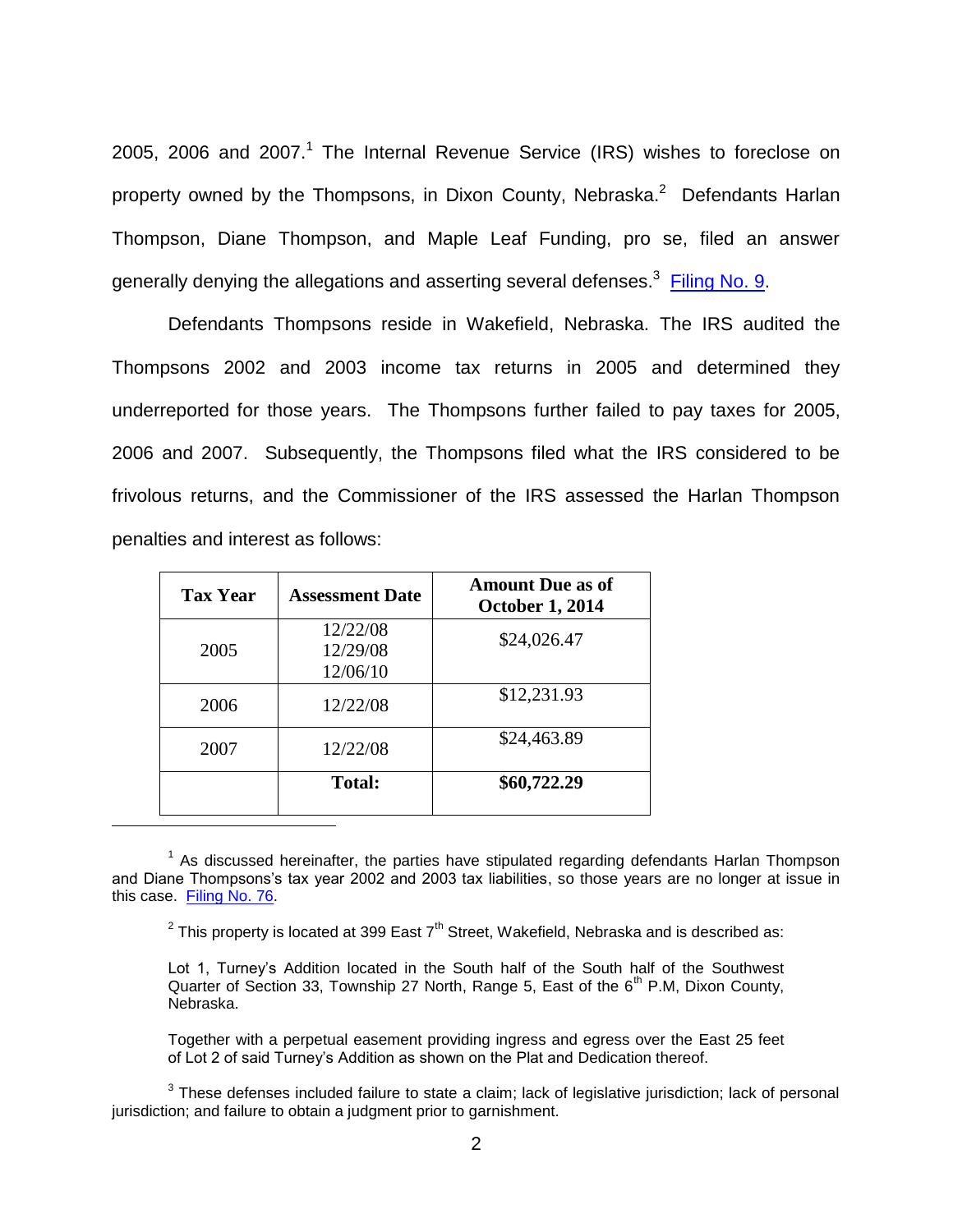2005, 2006 and 2007.[1] The Internal Revenue Service (IRS) wishes to foreclose on property owned by the Thompsons, in Dixon County, Nebraska.[2] Defendants Harlan Thompson, Diane Thompson, and Maple Leaf Funding, pro se, filed an answer generally denying the allegations and asserting several defenses.[3] Filing No. 9.

Defendants Thompsons reside in Wakefield, Nebraska. The IRS audited the Thompsons 2002 and 2003 income tax returns in 2005 and determined they underreported for those years. The Thompsons further failed to pay taxes for 2005, 2006 and 2007. Subsequently, the Thompsons filed what the IRS considered to be frivolous returns, and the Commissioner of the IRS assessed the Harlan Thompson penalties and interest as follows:

| Tax Year | Assessment Date | Amount Due as of October 1, 2014 |
|---|---|---|
| 2005 | 12/22/08<br>12/29/08<br>12/06/10 | $24,026.47 |
| 2006 | 12/22/08 | $12,231.93 |
| 2007 | 12/22/08 | $24,463.89 |
| | **Total:** | **$60,722.29** |

[1] As discussed hereinafter, the parties have stipulated regarding defendants Harlan Thompson and Diane Thompsons's tax year 2002 and 2003 tax liabilities, so those years are no longer at issue in this case. Filing No. 76.

[2] This property is located at 399 East 7th Street, Wakefield, Nebraska and is described as:

> Lot 1, Turney's Addition located in the South half of the South half of the Southwest Quarter of Section 33, Township 27 North, Range 5, East of the 6th P.M, Dixon County, Nebraska.
>
> Together with a perpetual easement providing ingress and egress over the East 25 feet of Lot 2 of said Turney's Addition as shown on the Plat and Dedication thereof.

[3] These defenses included failure to state a claim; lack of legislative jurisdiction; lack of personal jurisdiction; and failure to obtain a judgment prior to garnishment.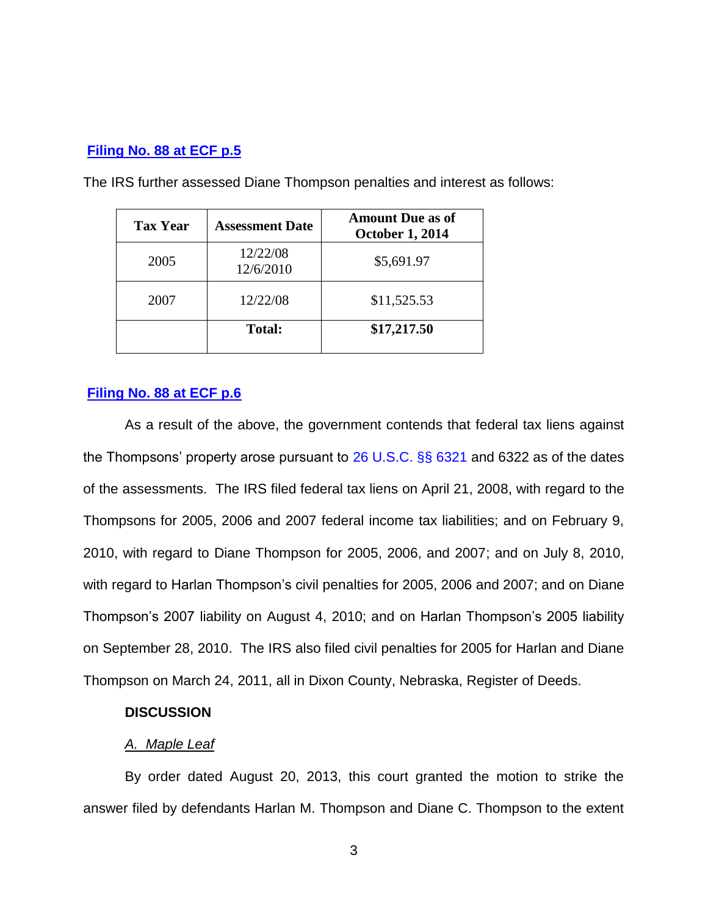**Filing No. 88 at ECF p.5**

The IRS further assessed Diane Thompson penalties and interest as follows:

| Tax Year | Assessment Date | Amount Due as of October 1, 2014 |
|---|---|---|
| 2005 | 12/22/08<br>12/6/2010 | $5,691.97 |
| 2007 | 12/22/08 | $11,525.53 |
| | **Total:** | **$17,217.50** |

**Filing No. 88 at ECF p.6**

As a result of the above, the government contends that federal tax liens against the Thompsons' property arose pursuant to 26 U.S.C. §§ 6321 and 6322 as of the dates of the assessments. The IRS filed federal tax liens on April 21, 2008, with regard to the Thompsons for 2005, 2006 and 2007 federal income tax liabilities; and on February 9, 2010, with regard to Diane Thompson for 2005, 2006, and 2007; and on July 8, 2010, with regard to Harlan Thompson's civil penalties for 2005, 2006 and 2007; and on Diane Thompson's 2007 liability on August 4, 2010; and on Harlan Thompson's 2005 liability on September 28, 2010. The IRS also filed civil penalties for 2005 for Harlan and Diane Thompson on March 24, 2011, all in Dixon County, Nebraska, Register of Deeds.

**DISCUSSION**

*A. Maple Leaf*

By order dated August 20, 2013, this court granted the motion to strike the answer filed by defendants Harlan M. Thompson and Diane C. Thompson to the extent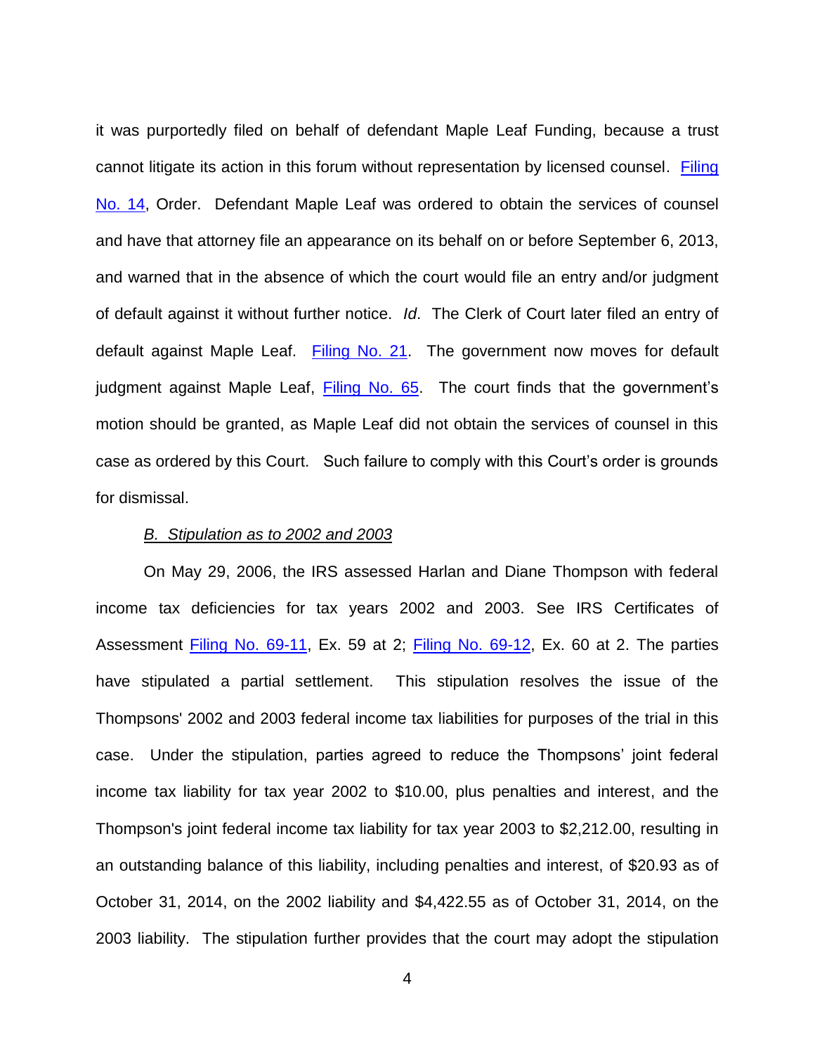it was purportedly filed on behalf of defendant Maple Leaf Funding, because a trust cannot litigate its action in this forum without representation by licensed counsel. Filing No. 14, Order. Defendant Maple Leaf was ordered to obtain the services of counsel and have that attorney file an appearance on its behalf on or before September 6, 2013, and warned that in the absence of which the court would file an entry and/or judgment of default against it without further notice. *Id*. The Clerk of Court later filed an entry of default against Maple Leaf. Filing No. 21. The government now moves for default judgment against Maple Leaf, Filing No. 65. The court finds that the government's motion should be granted, as Maple Leaf did not obtain the services of counsel in this case as ordered by this Court. Such failure to comply with this Court's order is grounds for dismissal.

*B. Stipulation as to 2002 and 2003*

On May 29, 2006, the IRS assessed Harlan and Diane Thompson with federal income tax deficiencies for tax years 2002 and 2003. See IRS Certificates of Assessment Filing No. 69-11, Ex. 59 at 2; Filing No. 69-12, Ex. 60 at 2. The parties have stipulated a partial settlement. This stipulation resolves the issue of the Thompsons' 2002 and 2003 federal income tax liabilities for purposes of the trial in this case. Under the stipulation, parties agreed to reduce the Thompsons' joint federal income tax liability for tax year 2002 to $10.00, plus penalties and interest, and the Thompson's joint federal income tax liability for tax year 2003 to $2,212.00, resulting in an outstanding balance of this liability, including penalties and interest, of $20.93 as of October 31, 2014, on the 2002 liability and $4,422.55 as of October 31, 2014, on the 2003 liability. The stipulation further provides that the court may adopt the stipulation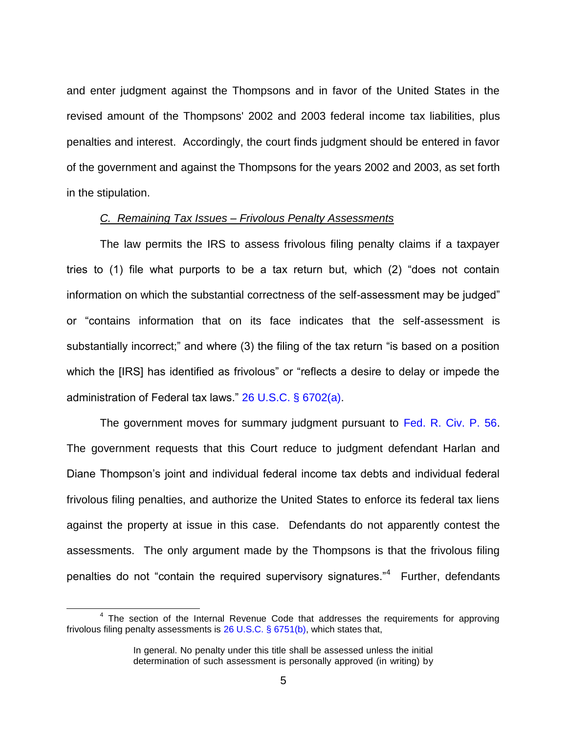and enter judgment against the Thompsons and in favor of the United States in the revised amount of the Thompsons' 2002 and 2003 federal income tax liabilities, plus penalties and interest. Accordingly, the court finds judgment should be entered in favor of the government and against the Thompsons for the years 2002 and 2003, as set forth in the stipulation.

*C. Remaining Tax Issues – Frivolous Penalty Assessments*

The law permits the IRS to assess frivolous filing penalty claims if a taxpayer tries to (1) file what purports to be a tax return but, which (2) "does not contain information on which the substantial correctness of the self-assessment may be judged" or "contains information that on its face indicates that the self-assessment is substantially incorrect;" and where (3) the filing of the tax return "is based on a position which the [IRS] has identified as frivolous" or "reflects a desire to delay or impede the administration of Federal tax laws." 26 U.S.C. § 6702(a).

The government moves for summary judgment pursuant to Fed. R. Civ. P. 56. The government requests that this Court reduce to judgment defendant Harlan and Diane Thompson's joint and individual federal income tax debts and individual federal frivolous filing penalties, and authorize the United States to enforce its federal tax liens against the property at issue in this case. Defendants do not apparently contest the assessments. The only argument made by the Thompsons is that the frivolous filing penalties do not "contain the required supervisory signatures."[4] Further, defendants

---

[4] The section of the Internal Revenue Code that addresses the requirements for approving frivolous filing penalty assessments is 26 U.S.C. § 6751(b), which states that,

> In general. No penalty under this title shall be assessed unless the initial determination of such assessment is personally approved (in writing) by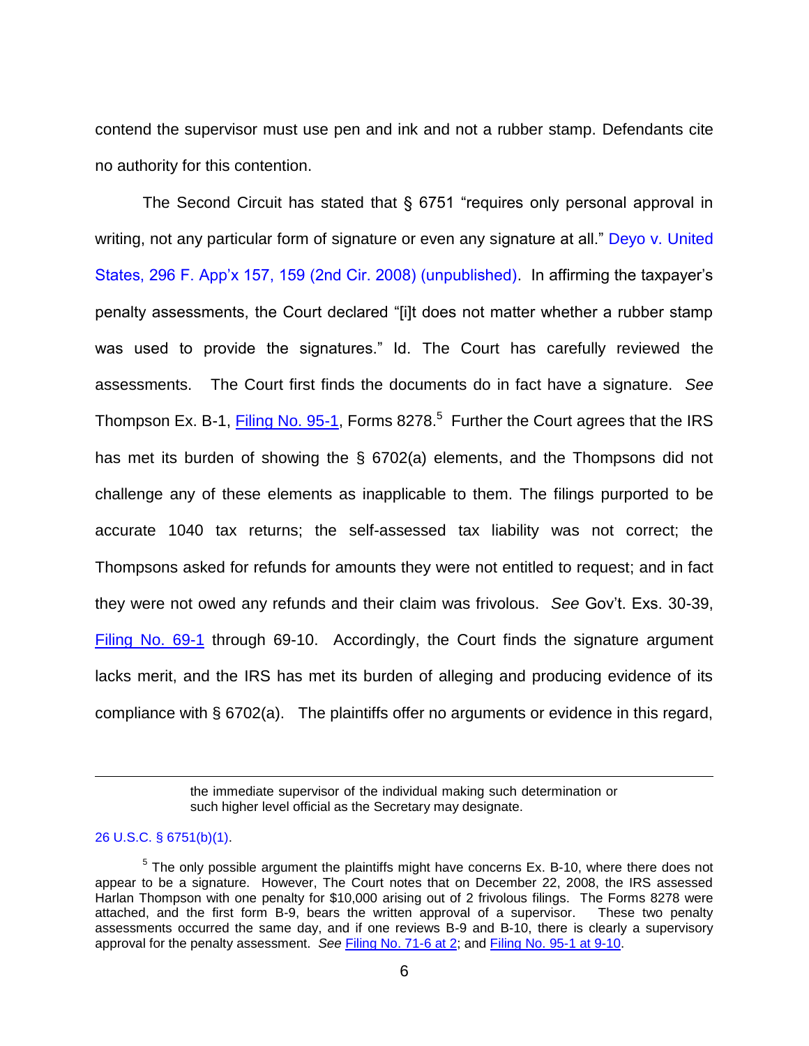contend the supervisor must use pen and ink and not a rubber stamp. Defendants cite no authority for this contention.

The Second Circuit has stated that § 6751 "requires only personal approval in writing, not any particular form of signature or even any signature at all." Deyo v. United States, 296 F. App'x 157, 159 (2nd Cir. 2008) (unpublished). In affirming the taxpayer's penalty assessments, the Court declared "[i]t does not matter whether a rubber stamp was used to provide the signatures." Id. The Court has carefully reviewed the assessments. The Court first finds the documents do in fact have a signature. *See* Thompson Ex. B-1, Filing No. 95-1, Forms 8278.[5] Further the Court agrees that the IRS has met its burden of showing the § 6702(a) elements, and the Thompsons did not challenge any of these elements as inapplicable to them. The filings purported to be accurate 1040 tax returns; the self-assessed tax liability was not correct; the Thompsons asked for refunds for amounts they were not entitled to request; and in fact they were not owed any refunds and their claim was frivolous. *See* Gov't. Exs. 30-39, Filing No. 69-1 through 69-10. Accordingly, the Court finds the signature argument lacks merit, and the IRS has met its burden of alleging and producing evidence of its compliance with § 6702(a). The plaintiffs offer no arguments or evidence in this regard,

---

the immediate supervisor of the individual making such determination or such higher level official as the Secretary may designate.

26 U.S.C. § 6751(b)(1).

[5] The only possible argument the plaintiffs might have concerns Ex. B-10, where there does not appear to be a signature. However, The Court notes that on December 22, 2008, the IRS assessed Harlan Thompson with one penalty for $10,000 arising out of 2 frivolous filings. The Forms 8278 were attached, and the first form B-9, bears the written approval of a supervisor. These two penalty assessments occurred the same day, and if one reviews B-9 and B-10, there is clearly a supervisory approval for the penalty assessment. *See* Filing No. 71-6 at 2; and Filing No. 95-1 at 9-10.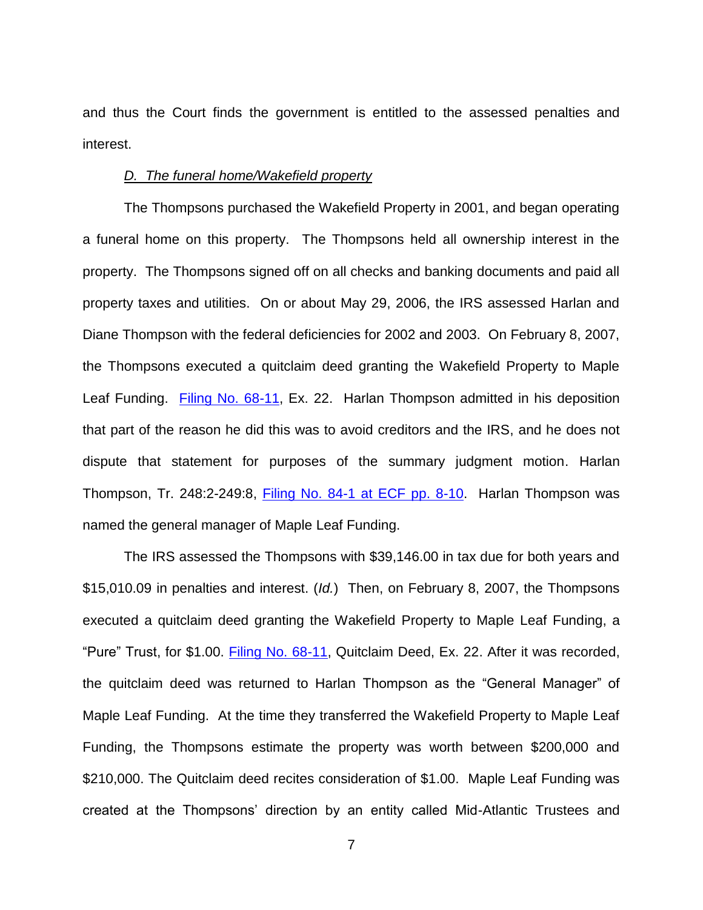and thus the Court finds the government is entitled to the assessed penalties and interest.

*D. The funeral home/Wakefield property*

The Thompsons purchased the Wakefield Property in 2001, and began operating a funeral home on this property. The Thompsons held all ownership interest in the property. The Thompsons signed off on all checks and banking documents and paid all property taxes and utilities. On or about May 29, 2006, the IRS assessed Harlan and Diane Thompson with the federal deficiencies for 2002 and 2003. On February 8, 2007, the Thompsons executed a quitclaim deed granting the Wakefield Property to Maple Leaf Funding. Filing No. 68-11, Ex. 22. Harlan Thompson admitted in his deposition that part of the reason he did this was to avoid creditors and the IRS, and he does not dispute that statement for purposes of the summary judgment motion. Harlan Thompson, Tr. 248:2-249:8, Filing No. 84-1 at ECF pp. 8-10. Harlan Thompson was named the general manager of Maple Leaf Funding.

The IRS assessed the Thompsons with $39,146.00 in tax due for both years and $15,010.09 in penalties and interest. (*Id.*) Then, on February 8, 2007, the Thompsons executed a quitclaim deed granting the Wakefield Property to Maple Leaf Funding, a "Pure" Trust, for $1.00. Filing No. 68-11, Quitclaim Deed, Ex. 22. After it was recorded, the quitclaim deed was returned to Harlan Thompson as the "General Manager" of Maple Leaf Funding. At the time they transferred the Wakefield Property to Maple Leaf Funding, the Thompsons estimate the property was worth between $200,000 and $210,000. The Quitclaim deed recites consideration of $1.00. Maple Leaf Funding was created at the Thompsons' direction by an entity called Mid-Atlantic Trustees and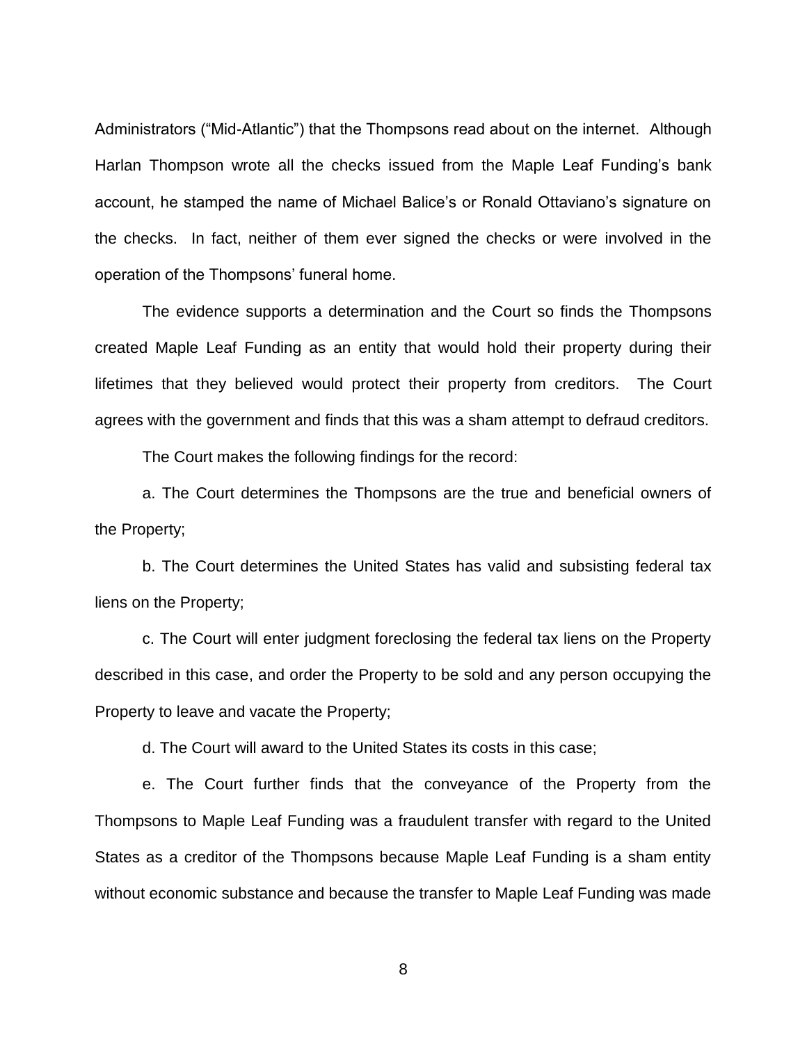Administrators ("Mid-Atlantic") that the Thompsons read about on the internet. Although Harlan Thompson wrote all the checks issued from the Maple Leaf Funding's bank account, he stamped the name of Michael Balice's or Ronald Ottaviano's signature on the checks. In fact, neither of them ever signed the checks or were involved in the operation of the Thompsons' funeral home.

The evidence supports a determination and the Court so finds the Thompsons created Maple Leaf Funding as an entity that would hold their property during their lifetimes that they believed would protect their property from creditors. The Court agrees with the government and finds that this was a sham attempt to defraud creditors.

The Court makes the following findings for the record:

a. The Court determines the Thompsons are the true and beneficial owners of the Property;

b. The Court determines the United States has valid and subsisting federal tax liens on the Property;

c. The Court will enter judgment foreclosing the federal tax liens on the Property described in this case, and order the Property to be sold and any person occupying the Property to leave and vacate the Property;

d. The Court will award to the United States its costs in this case;

e. The Court further finds that the conveyance of the Property from the Thompsons to Maple Leaf Funding was a fraudulent transfer with regard to the United States as a creditor of the Thompsons because Maple Leaf Funding is a sham entity without economic substance and because the transfer to Maple Leaf Funding was made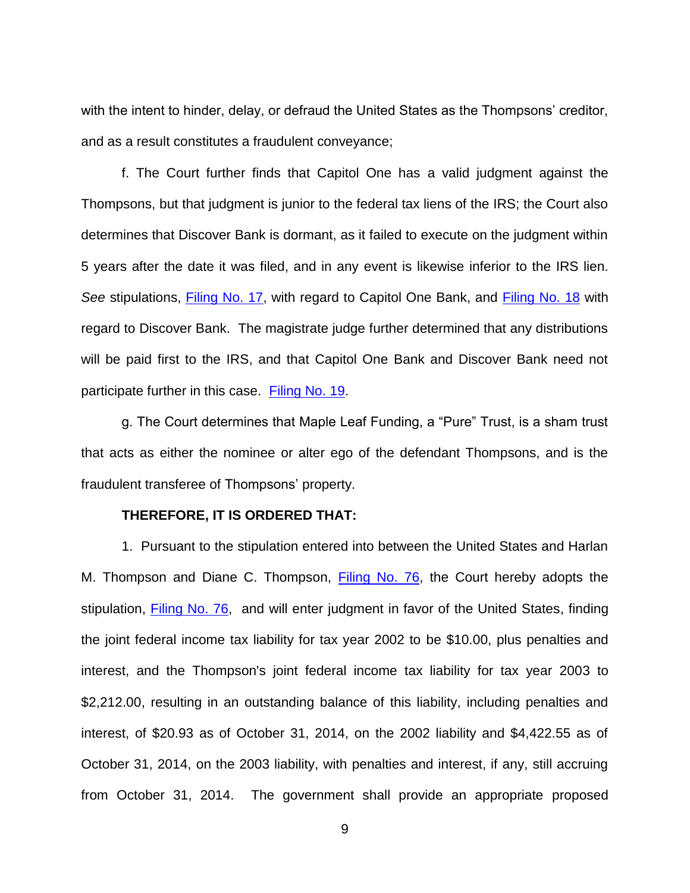with the intent to hinder, delay, or defraud the United States as the Thompsons' creditor, and as a result constitutes a fraudulent conveyance;

f. The Court further finds that Capitol One has a valid judgment against the Thompsons, but that judgment is junior to the federal tax liens of the IRS; the Court also determines that Discover Bank is dormant, as it failed to execute on the judgment within 5 years after the date it was filed, and in any event is likewise inferior to the IRS lien. *See* stipulations, Filing No. 17, with regard to Capitol One Bank, and Filing No. 18 with regard to Discover Bank. The magistrate judge further determined that any distributions will be paid first to the IRS, and that Capitol One Bank and Discover Bank need not participate further in this case. Filing No. 19.

g. The Court determines that Maple Leaf Funding, a "Pure" Trust, is a sham trust that acts as either the nominee or alter ego of the defendant Thompsons, and is the fraudulent transferee of Thompsons' property.

**THEREFORE, IT IS ORDERED THAT:**

1. Pursuant to the stipulation entered into between the United States and Harlan M. Thompson and Diane C. Thompson, Filing No. 76, the Court hereby adopts the stipulation, Filing No. 76, and will enter judgment in favor of the United States, finding the joint federal income tax liability for tax year 2002 to be $10.00, plus penalties and interest, and the Thompson's joint federal income tax liability for tax year 2003 to $2,212.00, resulting in an outstanding balance of this liability, including penalties and interest, of $20.93 as of October 31, 2014, on the 2002 liability and $4,422.55 as of October 31, 2014, on the 2003 liability, with penalties and interest, if any, still accruing from October 31, 2014. The government shall provide an appropriate proposed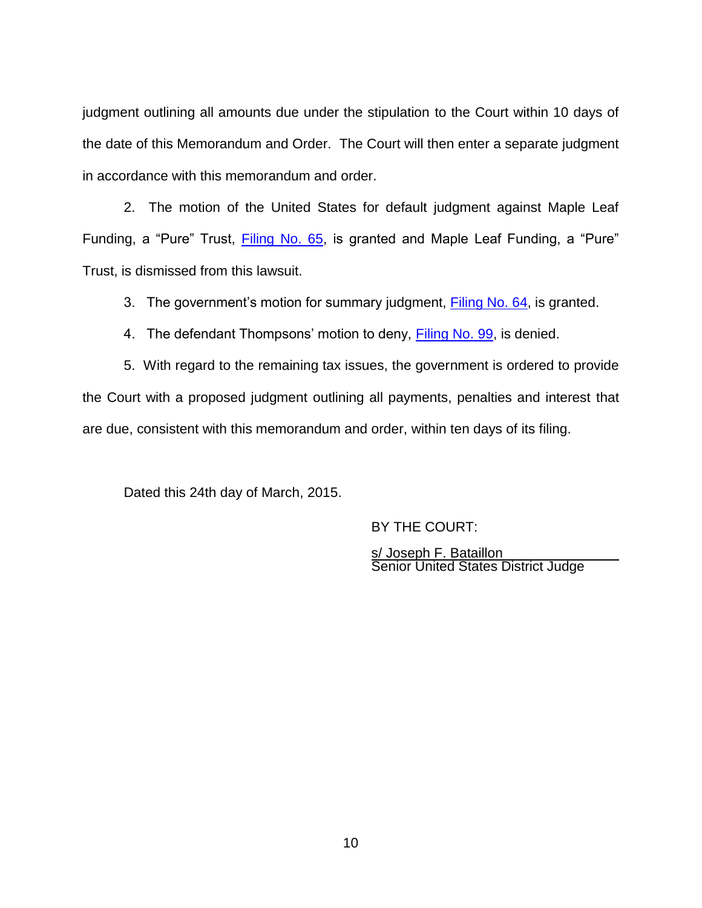judgment outlining all amounts due under the stipulation to the Court within 10 days of the date of this Memorandum and Order. The Court will then enter a separate judgment in accordance with this memorandum and order.

2. The motion of the United States for default judgment against Maple Leaf Funding, a "Pure" Trust, Filing No. 65, is granted and Maple Leaf Funding, a "Pure" Trust, is dismissed from this lawsuit.

3. The government's motion for summary judgment, Filing No. 64, is granted.

4. The defendant Thompsons' motion to deny, Filing No. 99, is denied.

5. With regard to the remaining tax issues, the government is ordered to provide the Court with a proposed judgment outlining all payments, penalties and interest that are due, consistent with this memorandum and order, within ten days of its filing.

Dated this 24th day of March, 2015.

BY THE COURT:

s/ Joseph F. Bataillon
Senior United States District Judge